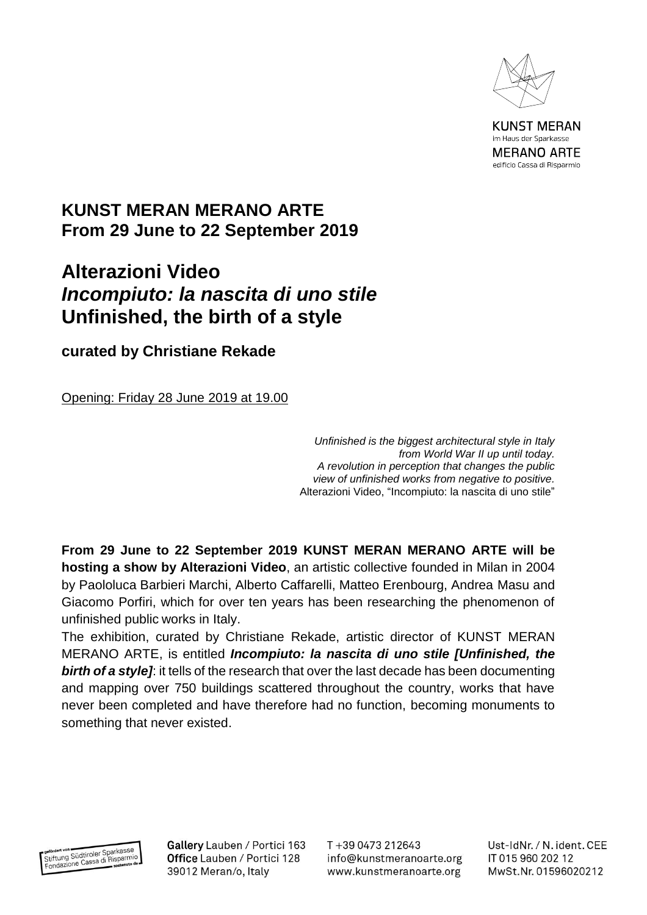## KUNST MERAN MERANO ARTE
## From 29 June to 22 September 2019

# Alterazioni Video
# *Incompiuto: la nascita di uno stile*
# Unfinished, the birth of a style

### curated by Christiane Rekade

Opening: Friday 28 June 2019 at 19.00

> *Unfinished is the biggest architectural style in Italy from World War II up until today.*
> *A revolution in perception that changes the public view of unfinished works from negative to positive.*
> Alterazioni Video, "Incompiuto: la nascita di uno stile"

**From 29 June to 22 September 2019 KUNST MERAN MERANO ARTE will be hosting a show by Alterazioni Video**, an artistic collective founded in Milan in 2004 by Paololuca Barbieri Marchi, Alberto Caffarelli, Matteo Erenbourg, Andrea Masu and Giacomo Porfiri, which for over ten years has been researching the phenomenon of unfinished public works in Italy.

The exhibition, curated by Christiane Rekade, artistic director of KUNST MERAN MERANO ARTE, is entitled ***Incompiuto: la nascita di uno stile [Unfinished, the birth of a style]***: it tells of the research that over the last decade has been documenting and mapping over 750 buildings scattered throughout the country, works that have never been completed and have therefore had no function, becoming monuments to something that never existed.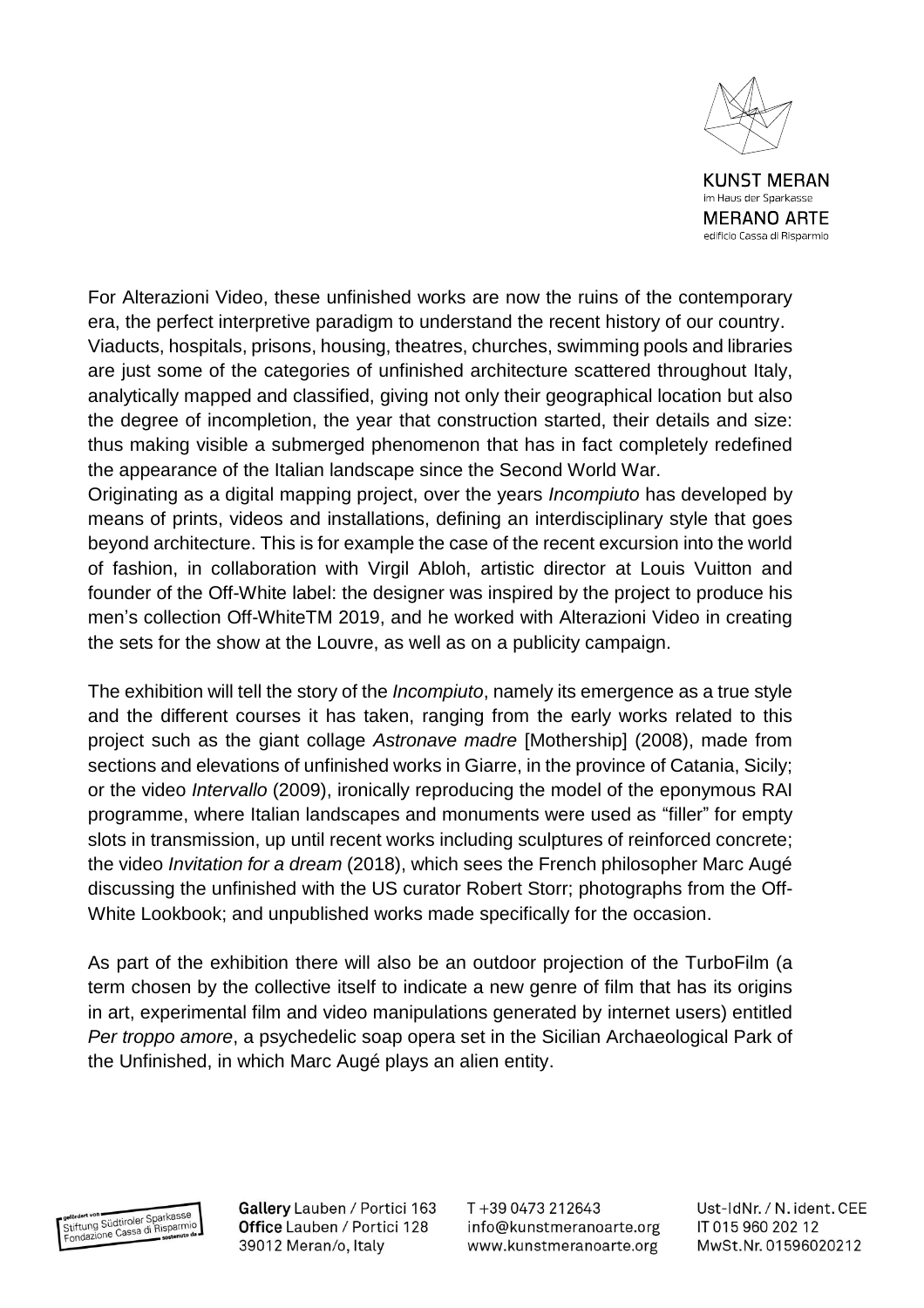For Alterazioni Video, these unfinished works are now the ruins of the contemporary era, the perfect interpretive paradigm to understand the recent history of our country. Viaducts, hospitals, prisons, housing, theatres, churches, swimming pools and libraries are just some of the categories of unfinished architecture scattered throughout Italy, analytically mapped and classified, giving not only their geographical location but also the degree of incompletion, the year that construction started, their details and size: thus making visible a submerged phenomenon that has in fact completely redefined the appearance of the Italian landscape since the Second World War.

Originating as a digital mapping project, over the years *Incompiuto* has developed by means of prints, videos and installations, defining an interdisciplinary style that goes beyond architecture. This is for example the case of the recent excursion into the world of fashion, in collaboration with Virgil Abloh, artistic director at Louis Vuitton and founder of the Off-White label: the designer was inspired by the project to produce his men's collection Off-WhiteTM 2019, and he worked with Alterazioni Video in creating the sets for the show at the Louvre, as well as on a publicity campaign.

The exhibition will tell the story of the *Incompiuto*, namely its emergence as a true style and the different courses it has taken, ranging from the early works related to this project such as the giant collage *Astronave madre* [Mothership] (2008), made from sections and elevations of unfinished works in Giarre, in the province of Catania, Sicily; or the video *Intervallo* (2009), ironically reproducing the model of the eponymous RAI programme, where Italian landscapes and monuments were used as "filler" for empty slots in transmission, up until recent works including sculptures of reinforced concrete; the video *Invitation for a dream* (2018), which sees the French philosopher Marc Augé discussing the unfinished with the US curator Robert Storr; photographs from the Off-White Lookbook; and unpublished works made specifically for the occasion.

As part of the exhibition there will also be an outdoor projection of the TurboFilm (a term chosen by the collective itself to indicate a new genre of film that has its origins in art, experimental film and video manipulations generated by internet users) entitled *Per troppo amore*, a psychedelic soap opera set in the Sicilian Archaeological Park of the Unfinished, in which Marc Augé plays an alien entity.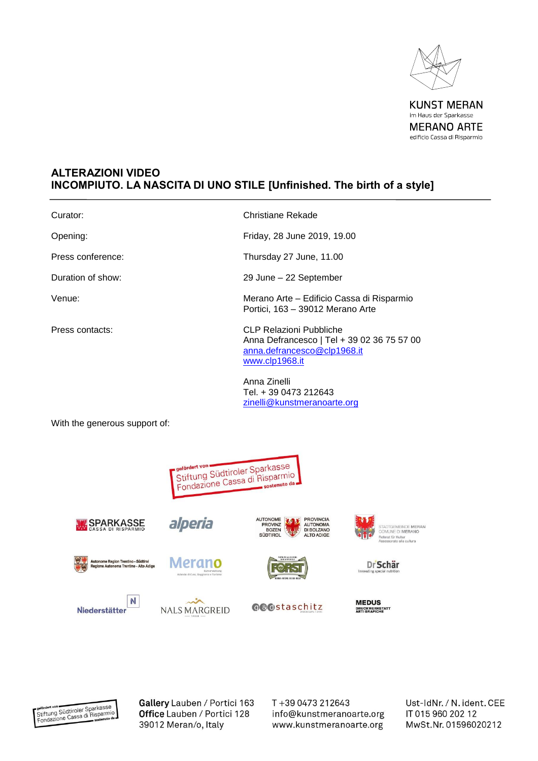KUNST MERAN
im Haus der Sparkasse
MERANO ARTE
edificio Cassa di Risparmio

## ALTERAZIONI VIDEO
## INCOMPIUTO. LA NASCITA DI UNO STILE [Unfinished. The birth of a style]

| | |
|---|---|
| Curator: | Christiane Rekade |
| Opening: | Friday, 28 June 2019, 19.00 |
| Press conference: | Thursday 27 June, 11.00 |
| Duration of show: | 29 June – 22 September |
| Venue: | Merano Arte – Edificio Cassa di Risparmio<br>Portici, 163 – 39012 Merano Arte |
| Press contacts: | CLP Relazioni Pubbliche<br>Anna Defrancesco \| Tel + 39 02 36 75 57 00<br>anna.defrancesco@clp1968.it<br>www.clp1968.it<br><br>Anna Zinelli<br>Tel. + 39 0473 212643<br>zinelli@kunstmeranoarte.org |

With the generous support of:

gefördert von Stiftung Südtiroler Sparkasse Fondazione Cassa di Risparmio sostenuto da

SPARKASSE CASSA DI RISPARMIO

alperia

AUTONOME PROVINZ BOZEN SÜDTIROL – PROVINCIA AUTONOMA DI BOLZANO ALTO ADIGE

STADTGEMEINDE MERAN COMUNE DI MERANO Referat für Kultur Assessorato alla cultura

Autonome Region Trentino - Südtirol Regione Autonoma Trentino - Alto Adige

Merano

FORST

Dr Schär innovating special nutrition

Niederstätter

NALS MARGREID

staschitz

MEDUS DRUCKWERKSTATT ARTI GRAFICHE

Gallery Lauben / Portici 163
Office Lauben / Portici 128
39012 Meran/o, Italy

T +39 0473 212643
info@kunstmeranoarte.org
www.kunstmeranoarte.org

Ust-IdNr. / N. ident. CEE
IT 015 960 202 12
MwSt.Nr. 01596020212